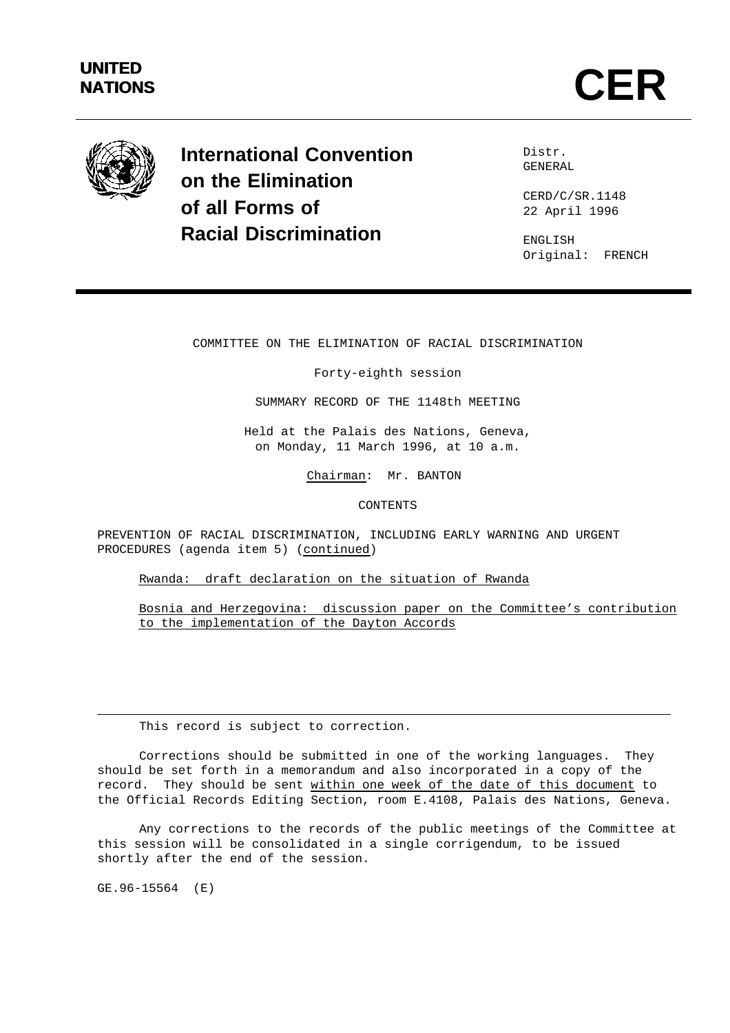UNITED NATIONS

# CER

## International Convention on the Elimination of all Forms of Racial Discrimination

Distr.
GENERAL

CERD/C/SR.1148
22 April 1996

ENGLISH
Original: FRENCH

COMMITTEE ON THE ELIMINATION OF RACIAL DISCRIMINATION

Forty-eighth session

SUMMARY RECORD OF THE 1148th MEETING

Held at the Palais des Nations, Geneva, on Monday, 11 March 1996, at 10 a.m.

Chairman: Mr. BANTON

CONTENTS

PREVENTION OF RACIAL DISCRIMINATION, INCLUDING EARLY WARNING AND URGENT PROCEDURES (agenda item 5) (continued)

Rwanda: draft declaration on the situation of Rwanda

Bosnia and Herzegovina: discussion paper on the Committee's contribution to the implementation of the Dayton Accords

---

This record is subject to correction.

Corrections should be submitted in one of the working languages. They should be set forth in a memorandum and also incorporated in a copy of the record. They should be sent within one week of the date of this document to the Official Records Editing Section, room E.4108, Palais des Nations, Geneva.

Any corrections to the records of the public meetings of the Committee at this session will be consolidated in a single corrigendum, to be issued shortly after the end of the session.

GE.96-15564 (E)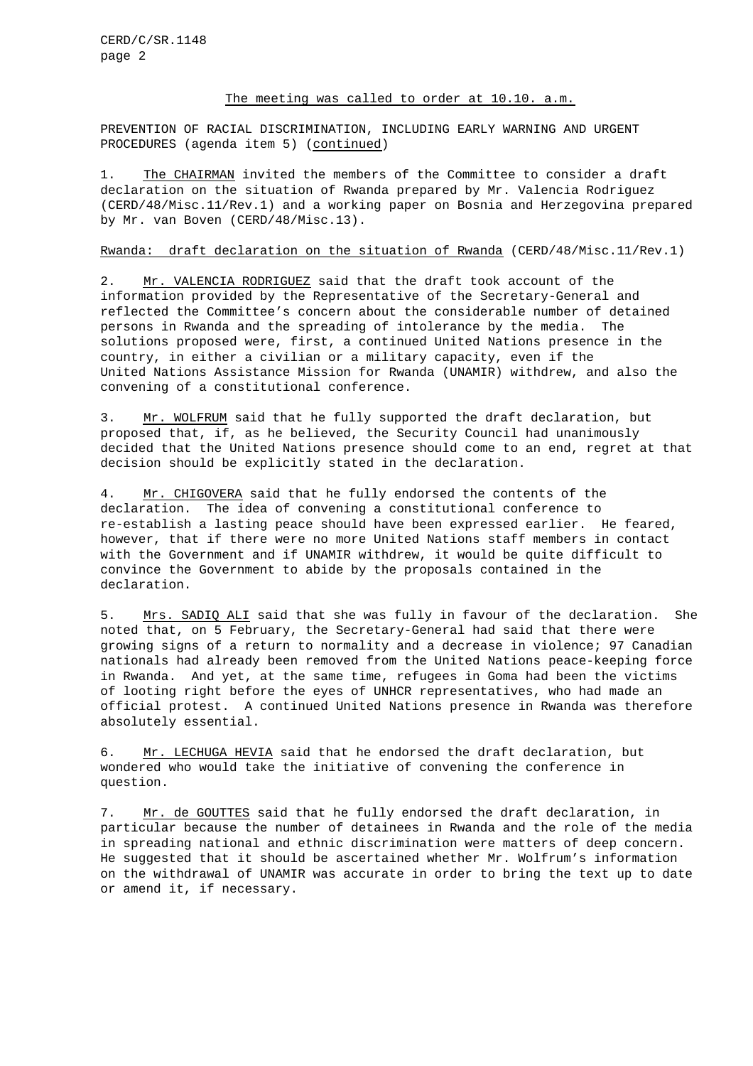The meeting was called to order at 10.10. a.m.

PREVENTION OF RACIAL DISCRIMINATION, INCLUDING EARLY WARNING AND URGENT PROCEDURES (agenda item 5) (continued)

1. The CHAIRMAN invited the members of the Committee to consider a draft declaration on the situation of Rwanda prepared by Mr. Valencia Rodriguez (CERD/48/Misc.11/Rev.1) and a working paper on Bosnia and Herzegovina prepared by Mr. van Boven (CERD/48/Misc.13).

Rwanda: draft declaration on the situation of Rwanda (CERD/48/Misc.11/Rev.1)

2. Mr. VALENCIA RODRIGUEZ said that the draft took account of the information provided by the Representative of the Secretary-General and reflected the Committee's concern about the considerable number of detained persons in Rwanda and the spreading of intolerance by the media. The solutions proposed were, first, a continued United Nations presence in the country, in either a civilian or a military capacity, even if the United Nations Assistance Mission for Rwanda (UNAMIR) withdrew, and also the convening of a constitutional conference.

3. Mr. WOLFRUM said that he fully supported the draft declaration, but proposed that, if, as he believed, the Security Council had unanimously decided that the United Nations presence should come to an end, regret at that decision should be explicitly stated in the declaration.

4. Mr. CHIGOVERA said that he fully endorsed the contents of the declaration. The idea of convening a constitutional conference to re-establish a lasting peace should have been expressed earlier. He feared, however, that if there were no more United Nations staff members in contact with the Government and if UNAMIR withdrew, it would be quite difficult to convince the Government to abide by the proposals contained in the declaration.

5. Mrs. SADIQ ALI said that she was fully in favour of the declaration. She noted that, on 5 February, the Secretary-General had said that there were growing signs of a return to normality and a decrease in violence; 97 Canadian nationals had already been removed from the United Nations peace-keeping force in Rwanda. And yet, at the same time, refugees in Goma had been the victims of looting right before the eyes of UNHCR representatives, who had made an official protest. A continued United Nations presence in Rwanda was therefore absolutely essential.

6. Mr. LECHUGA HEVIA said that he endorsed the draft declaration, but wondered who would take the initiative of convening the conference in question.

7. Mr. de GOUTTES said that he fully endorsed the draft declaration, in particular because the number of detainees in Rwanda and the role of the media in spreading national and ethnic discrimination were matters of deep concern. He suggested that it should be ascertained whether Mr. Wolfrum's information on the withdrawal of UNAMIR was accurate in order to bring the text up to date or amend it, if necessary.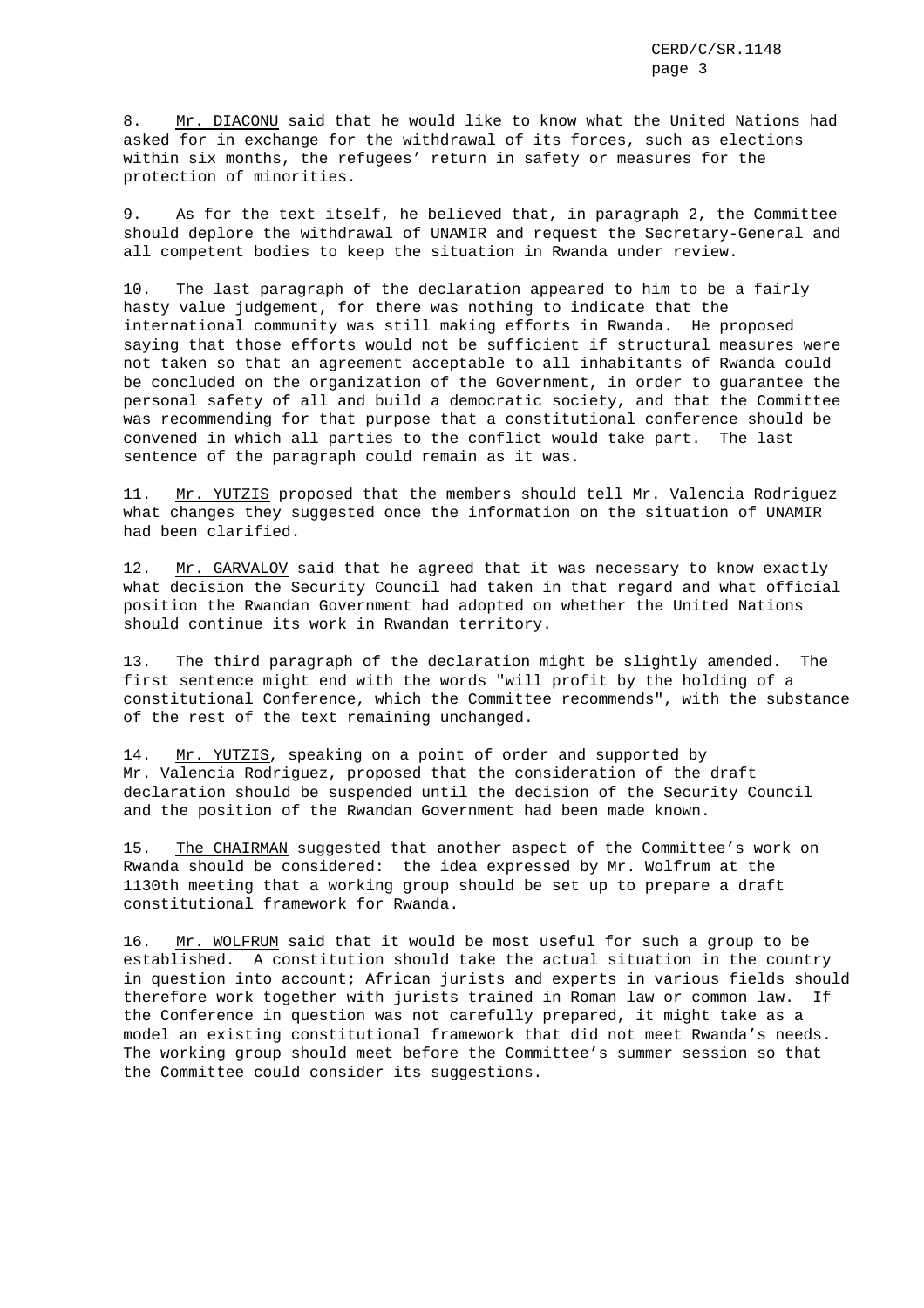8. Mr. DIACONU said that he would like to know what the United Nations had asked for in exchange for the withdrawal of its forces, such as elections within six months, the refugees' return in safety or measures for the protection of minorities.

9. As for the text itself, he believed that, in paragraph 2, the Committee should deplore the withdrawal of UNAMIR and request the Secretary-General and all competent bodies to keep the situation in Rwanda under review.

10. The last paragraph of the declaration appeared to him to be a fairly hasty value judgement, for there was nothing to indicate that the international community was still making efforts in Rwanda. He proposed saying that those efforts would not be sufficient if structural measures were not taken so that an agreement acceptable to all inhabitants of Rwanda could be concluded on the organization of the Government, in order to guarantee the personal safety of all and build a democratic society, and that the Committee was recommending for that purpose that a constitutional conference should be convened in which all parties to the conflict would take part. The last sentence of the paragraph could remain as it was.

11. Mr. YUTZIS proposed that the members should tell Mr. Valencia Rodriguez what changes they suggested once the information on the situation of UNAMIR had been clarified.

12. Mr. GARVALOV said that he agreed that it was necessary to know exactly what decision the Security Council had taken in that regard and what official position the Rwandan Government had adopted on whether the United Nations should continue its work in Rwandan territory.

13. The third paragraph of the declaration might be slightly amended. The first sentence might end with the words "will profit by the holding of a constitutional Conference, which the Committee recommends", with the substance of the rest of the text remaining unchanged.

14. Mr. YUTZIS, speaking on a point of order and supported by Mr. Valencia Rodriguez, proposed that the consideration of the draft declaration should be suspended until the decision of the Security Council and the position of the Rwandan Government had been made known.

15. The CHAIRMAN suggested that another aspect of the Committee's work on Rwanda should be considered: the idea expressed by Mr. Wolfrum at the 1130th meeting that a working group should be set up to prepare a draft constitutional framework for Rwanda.

16. Mr. WOLFRUM said that it would be most useful for such a group to be established. A constitution should take the actual situation in the country in question into account; African jurists and experts in various fields should therefore work together with jurists trained in Roman law or common law. If the Conference in question was not carefully prepared, it might take as a model an existing constitutional framework that did not meet Rwanda's needs. The working group should meet before the Committee's summer session so that the Committee could consider its suggestions.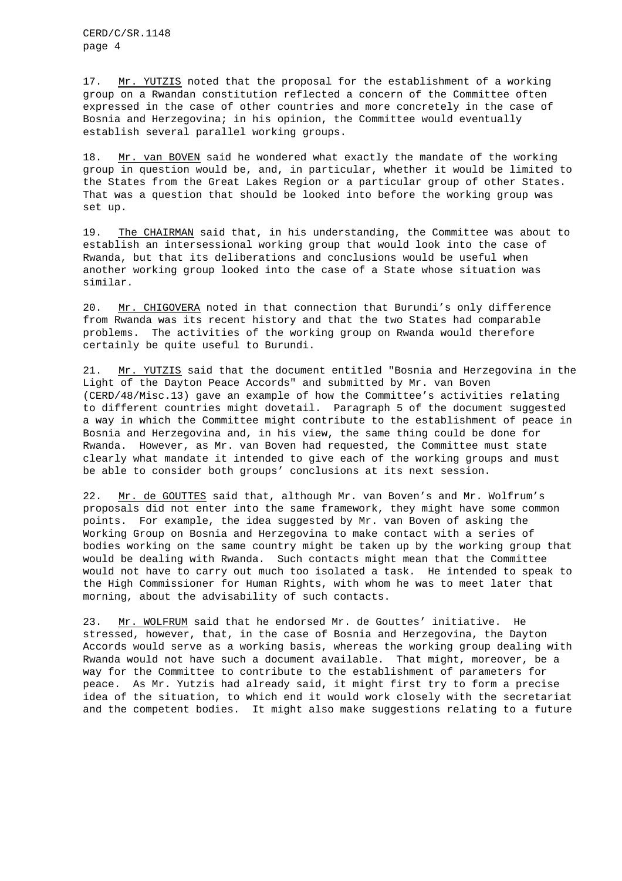17. Mr. YUTZIS noted that the proposal for the establishment of a working group on a Rwandan constitution reflected a concern of the Committee often expressed in the case of other countries and more concretely in the case of Bosnia and Herzegovina; in his opinion, the Committee would eventually establish several parallel working groups.

18. Mr. van BOVEN said he wondered what exactly the mandate of the working group in question would be, and, in particular, whether it would be limited to the States from the Great Lakes Region or a particular group of other States. That was a question that should be looked into before the working group was set up.

19. The CHAIRMAN said that, in his understanding, the Committee was about to establish an intersessional working group that would look into the case of Rwanda, but that its deliberations and conclusions would be useful when another working group looked into the case of a State whose situation was similar.

20. Mr. CHIGOVERA noted in that connection that Burundi's only difference from Rwanda was its recent history and that the two States had comparable problems. The activities of the working group on Rwanda would therefore certainly be quite useful to Burundi.

21. Mr. YUTZIS said that the document entitled "Bosnia and Herzegovina in the Light of the Dayton Peace Accords" and submitted by Mr. van Boven (CERD/48/Misc.13) gave an example of how the Committee's activities relating to different countries might dovetail. Paragraph 5 of the document suggested a way in which the Committee might contribute to the establishment of peace in Bosnia and Herzegovina and, in his view, the same thing could be done for Rwanda. However, as Mr. van Boven had requested, the Committee must state clearly what mandate it intended to give each of the working groups and must be able to consider both groups' conclusions at its next session.

22. Mr. de GOUTTES said that, although Mr. van Boven's and Mr. Wolfrum's proposals did not enter into the same framework, they might have some common points. For example, the idea suggested by Mr. van Boven of asking the Working Group on Bosnia and Herzegovina to make contact with a series of bodies working on the same country might be taken up by the working group that would be dealing with Rwanda. Such contacts might mean that the Committee would not have to carry out much too isolated a task. He intended to speak to the High Commissioner for Human Rights, with whom he was to meet later that morning, about the advisability of such contacts.

23. Mr. WOLFRUM said that he endorsed Mr. de Gouttes' initiative. He stressed, however, that, in the case of Bosnia and Herzegovina, the Dayton Accords would serve as a working basis, whereas the working group dealing with Rwanda would not have such a document available. That might, moreover, be a way for the Committee to contribute to the establishment of parameters for peace. As Mr. Yutzis had already said, it might first try to form a precise idea of the situation, to which end it would work closely with the secretariat and the competent bodies. It might also make suggestions relating to a future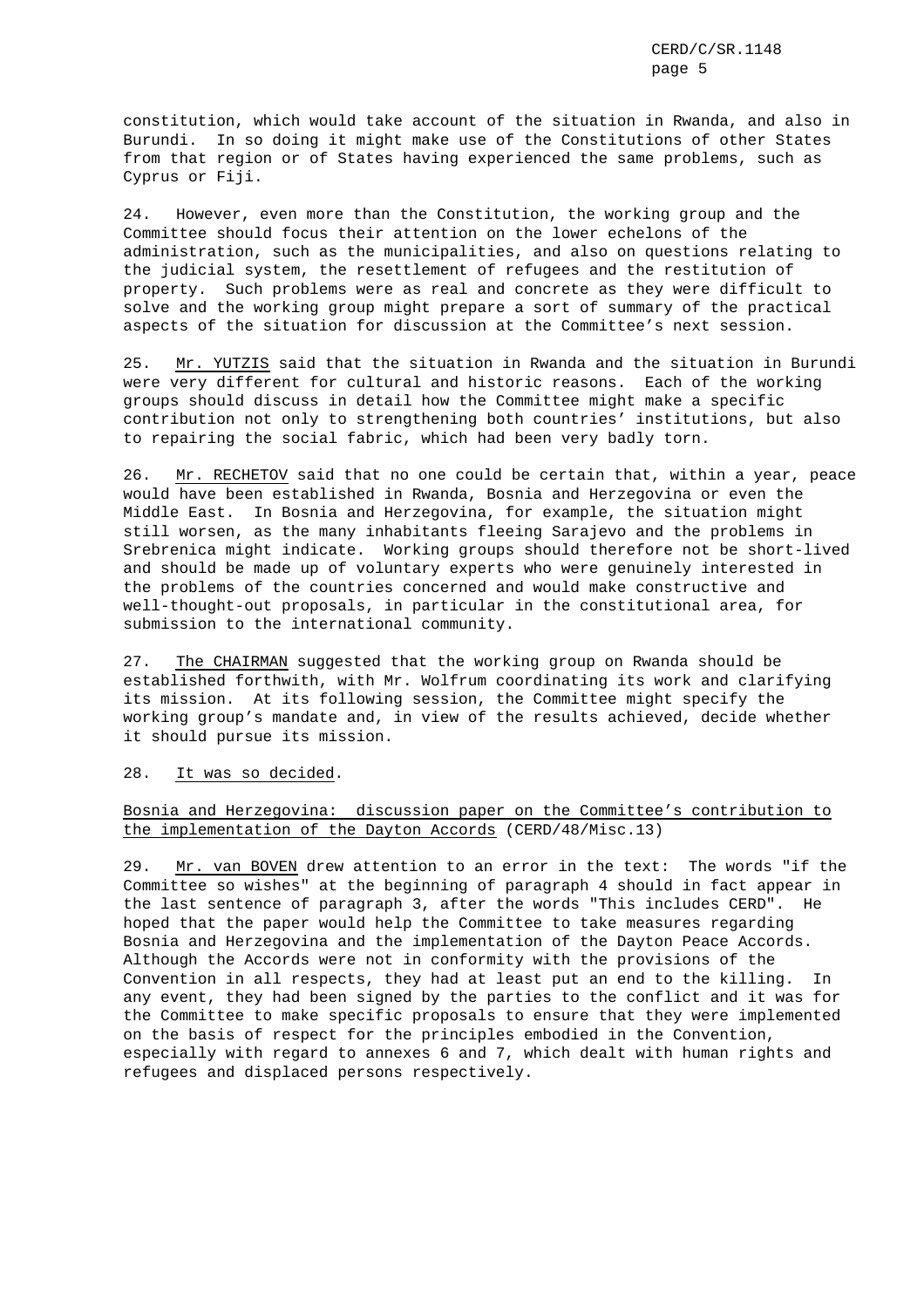constitution, which would take account of the situation in Rwanda, and also in Burundi. In so doing it might make use of the Constitutions of other States from that region or of States having experienced the same problems, such as Cyprus or Fiji.

24. However, even more than the Constitution, the working group and the Committee should focus their attention on the lower echelons of the administration, such as the municipalities, and also on questions relating to the judicial system, the resettlement of refugees and the restitution of property. Such problems were as real and concrete as they were difficult to solve and the working group might prepare a sort of summary of the practical aspects of the situation for discussion at the Committee's next session.

25. Mr. YUTZIS said that the situation in Rwanda and the situation in Burundi were very different for cultural and historic reasons. Each of the working groups should discuss in detail how the Committee might make a specific contribution not only to strengthening both countries' institutions, but also to repairing the social fabric, which had been very badly torn.

26. Mr. RECHETOV said that no one could be certain that, within a year, peace would have been established in Rwanda, Bosnia and Herzegovina or even the Middle East. In Bosnia and Herzegovina, for example, the situation might still worsen, as the many inhabitants fleeing Sarajevo and the problems in Srebrenica might indicate. Working groups should therefore not be short-lived and should be made up of voluntary experts who were genuinely interested in the problems of the countries concerned and would make constructive and well-thought-out proposals, in particular in the constitutional area, for submission to the international community.

27. The CHAIRMAN suggested that the working group on Rwanda should be established forthwith, with Mr. Wolfrum coordinating its work and clarifying its mission. At its following session, the Committee might specify the working group's mandate and, in view of the results achieved, decide whether it should pursue its mission.

28. It was so decided.

Bosnia and Herzegovina: discussion paper on the Committee's contribution to the implementation of the Dayton Accords (CERD/48/Misc.13)

29. Mr. van BOVEN drew attention to an error in the text: The words "if the Committee so wishes" at the beginning of paragraph 4 should in fact appear in the last sentence of paragraph 3, after the words "This includes CERD". He hoped that the paper would help the Committee to take measures regarding Bosnia and Herzegovina and the implementation of the Dayton Peace Accords. Although the Accords were not in conformity with the provisions of the Convention in all respects, they had at least put an end to the killing. In any event, they had been signed by the parties to the conflict and it was for the Committee to make specific proposals to ensure that they were implemented on the basis of respect for the principles embodied in the Convention, especially with regard to annexes 6 and 7, which dealt with human rights and refugees and displaced persons respectively.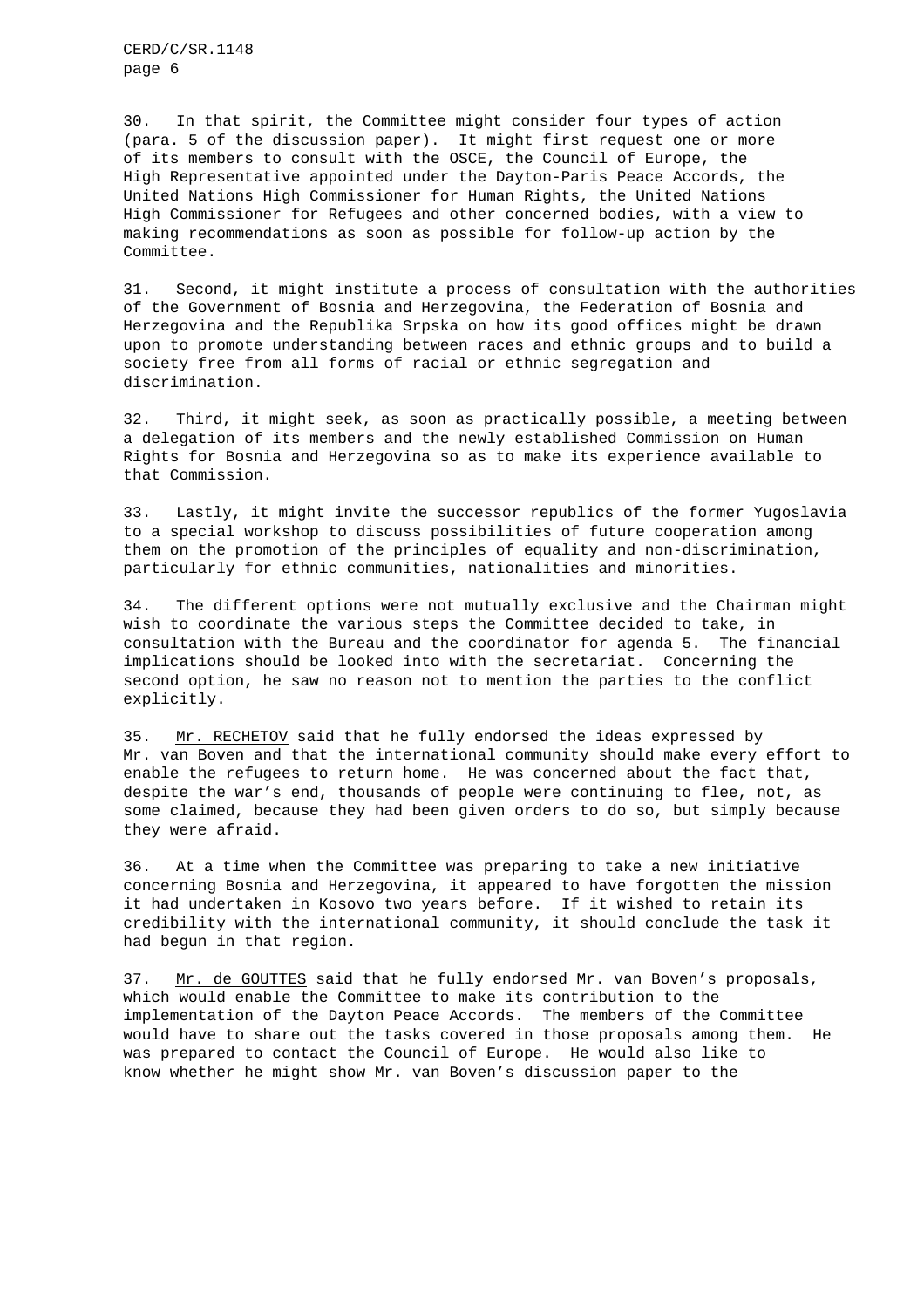30. In that spirit, the Committee might consider four types of action (para. 5 of the discussion paper). It might first request one or more of its members to consult with the OSCE, the Council of Europe, the High Representative appointed under the Dayton-Paris Peace Accords, the United Nations High Commissioner for Human Rights, the United Nations High Commissioner for Refugees and other concerned bodies, with a view to making recommendations as soon as possible for follow-up action by the Committee.

31. Second, it might institute a process of consultation with the authorities of the Government of Bosnia and Herzegovina, the Federation of Bosnia and Herzegovina and the Republika Srpska on how its good offices might be drawn upon to promote understanding between races and ethnic groups and to build a society free from all forms of racial or ethnic segregation and discrimination.

32. Third, it might seek, as soon as practically possible, a meeting between a delegation of its members and the newly established Commission on Human Rights for Bosnia and Herzegovina so as to make its experience available to that Commission.

33. Lastly, it might invite the successor republics of the former Yugoslavia to a special workshop to discuss possibilities of future cooperation among them on the promotion of the principles of equality and non-discrimination, particularly for ethnic communities, nationalities and minorities.

34. The different options were not mutually exclusive and the Chairman might wish to coordinate the various steps the Committee decided to take, in consultation with the Bureau and the coordinator for agenda 5. The financial implications should be looked into with the secretariat. Concerning the second option, he saw no reason not to mention the parties to the conflict explicitly.

35. Mr. RECHETOV said that he fully endorsed the ideas expressed by Mr. van Boven and that the international community should make every effort to enable the refugees to return home. He was concerned about the fact that, despite the war's end, thousands of people were continuing to flee, not, as some claimed, because they had been given orders to do so, but simply because they were afraid.

36. At a time when the Committee was preparing to take a new initiative concerning Bosnia and Herzegovina, it appeared to have forgotten the mission it had undertaken in Kosovo two years before. If it wished to retain its credibility with the international community, it should conclude the task it had begun in that region.

37. Mr. de GOUTTES said that he fully endorsed Mr. van Boven's proposals, which would enable the Committee to make its contribution to the implementation of the Dayton Peace Accords. The members of the Committee would have to share out the tasks covered in those proposals among them. He was prepared to contact the Council of Europe. He would also like to know whether he might show Mr. van Boven's discussion paper to the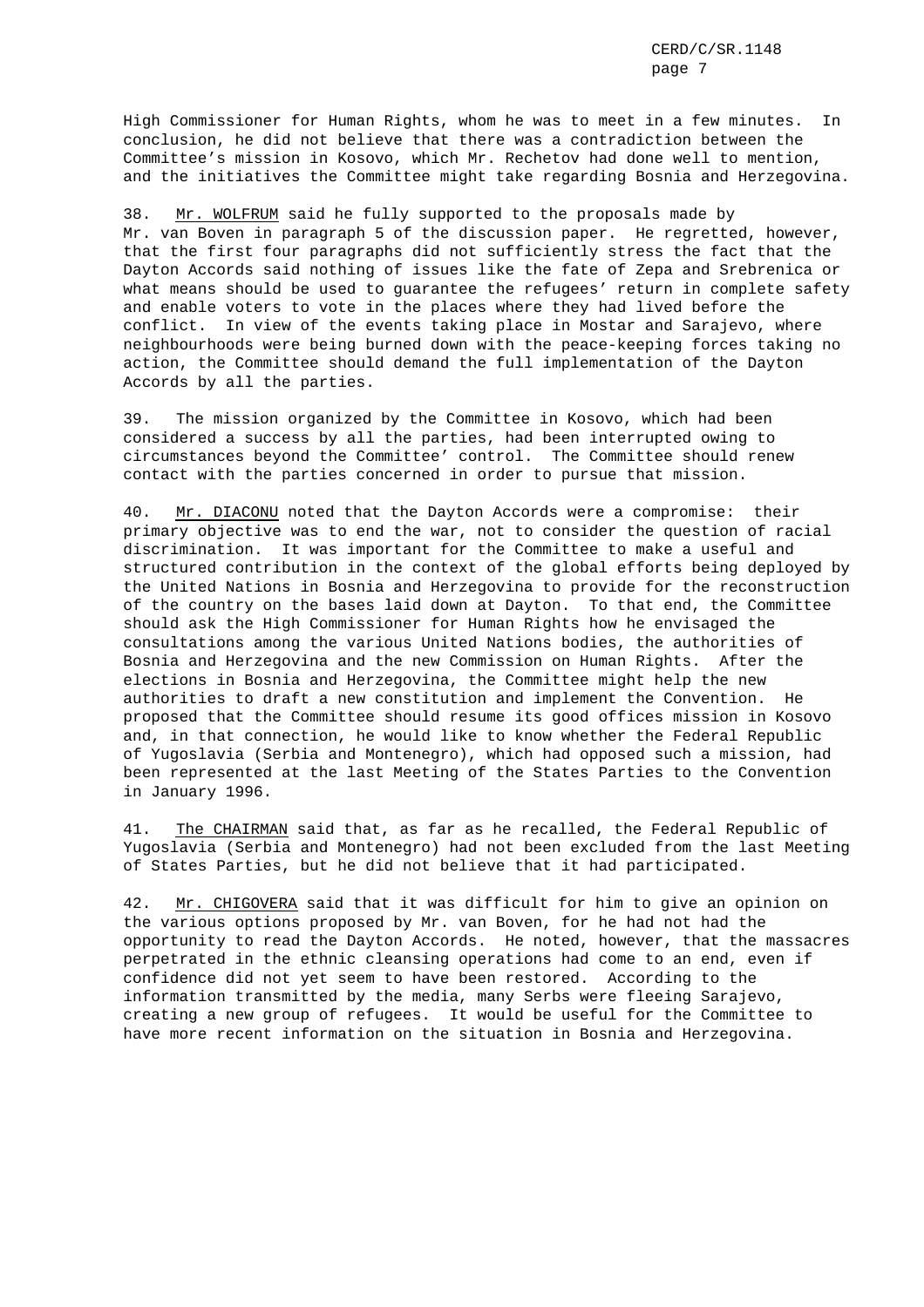High Commissioner for Human Rights, whom he was to meet in a few minutes. In conclusion, he did not believe that there was a contradiction between the Committee's mission in Kosovo, which Mr. Rechetov had done well to mention, and the initiatives the Committee might take regarding Bosnia and Herzegovina.

38. Mr. WOLFRUM said he fully supported to the proposals made by Mr. van Boven in paragraph 5 of the discussion paper. He regretted, however, that the first four paragraphs did not sufficiently stress the fact that the Dayton Accords said nothing of issues like the fate of Zepa and Srebrenica or what means should be used to guarantee the refugees' return in complete safety and enable voters to vote in the places where they had lived before the conflict. In view of the events taking place in Mostar and Sarajevo, where neighbourhoods were being burned down with the peace-keeping forces taking no action, the Committee should demand the full implementation of the Dayton Accords by all the parties.

39. The mission organized by the Committee in Kosovo, which had been considered a success by all the parties, had been interrupted owing to circumstances beyond the Committee' control. The Committee should renew contact with the parties concerned in order to pursue that mission.

40. Mr. DIACONU noted that the Dayton Accords were a compromise: their primary objective was to end the war, not to consider the question of racial discrimination. It was important for the Committee to make a useful and structured contribution in the context of the global efforts being deployed by the United Nations in Bosnia and Herzegovina to provide for the reconstruction of the country on the bases laid down at Dayton. To that end, the Committee should ask the High Commissioner for Human Rights how he envisaged the consultations among the various United Nations bodies, the authorities of Bosnia and Herzegovina and the new Commission on Human Rights. After the elections in Bosnia and Herzegovina, the Committee might help the new authorities to draft a new constitution and implement the Convention. He proposed that the Committee should resume its good offices mission in Kosovo and, in that connection, he would like to know whether the Federal Republic of Yugoslavia (Serbia and Montenegro), which had opposed such a mission, had been represented at the last Meeting of the States Parties to the Convention in January 1996.

41. The CHAIRMAN said that, as far as he recalled, the Federal Republic of Yugoslavia (Serbia and Montenegro) had not been excluded from the last Meeting of States Parties, but he did not believe that it had participated.

42. Mr. CHIGOVERA said that it was difficult for him to give an opinion on the various options proposed by Mr. van Boven, for he had not had the opportunity to read the Dayton Accords. He noted, however, that the massacres perpetrated in the ethnic cleansing operations had come to an end, even if confidence did not yet seem to have been restored. According to the information transmitted by the media, many Serbs were fleeing Sarajevo, creating a new group of refugees. It would be useful for the Committee to have more recent information on the situation in Bosnia and Herzegovina.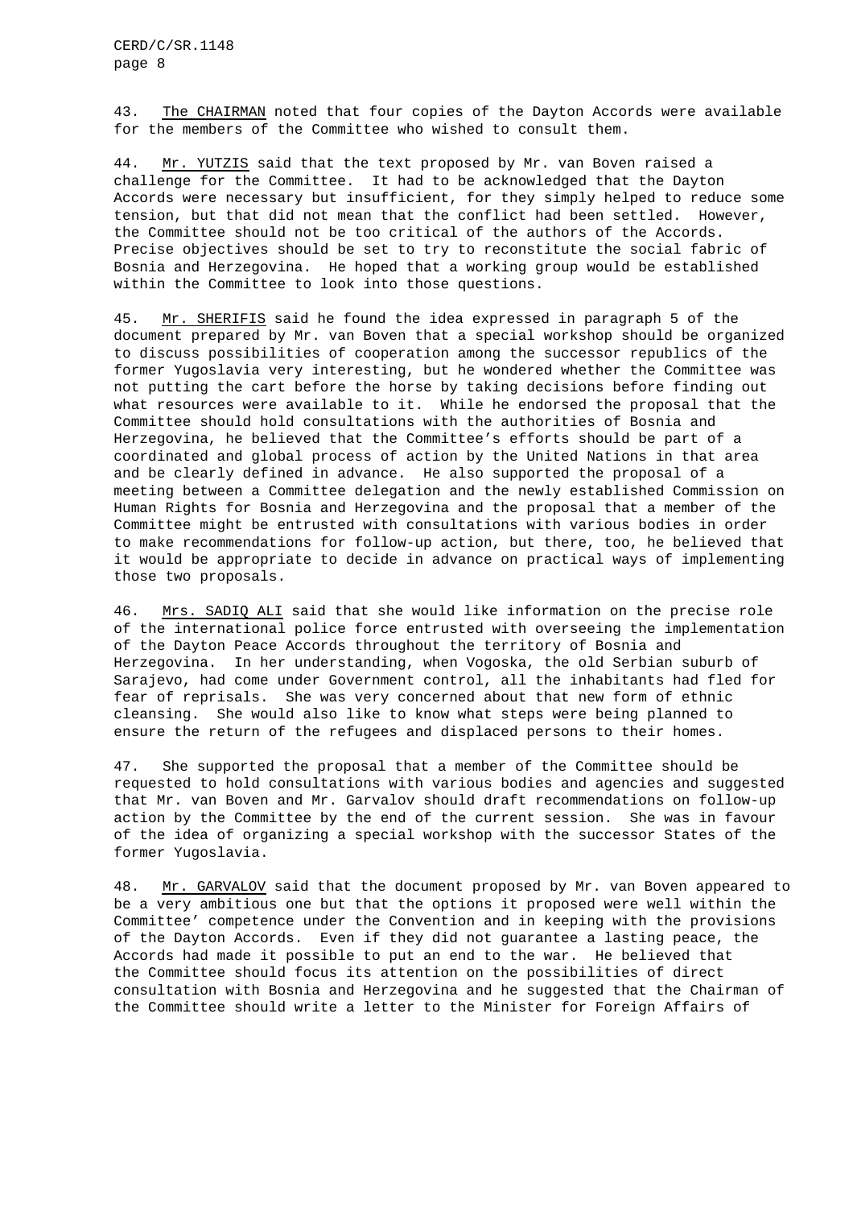43. The CHAIRMAN noted that four copies of the Dayton Accords were available for the members of the Committee who wished to consult them.

44. Mr. YUTZIS said that the text proposed by Mr. van Boven raised a challenge for the Committee. It had to be acknowledged that the Dayton Accords were necessary but insufficient, for they simply helped to reduce some tension, but that did not mean that the conflict had been settled. However, the Committee should not be too critical of the authors of the Accords. Precise objectives should be set to try to reconstitute the social fabric of Bosnia and Herzegovina. He hoped that a working group would be established within the Committee to look into those questions.

45. Mr. SHERIFIS said he found the idea expressed in paragraph 5 of the document prepared by Mr. van Boven that a special workshop should be organized to discuss possibilities of cooperation among the successor republics of the former Yugoslavia very interesting, but he wondered whether the Committee was not putting the cart before the horse by taking decisions before finding out what resources were available to it. While he endorsed the proposal that the Committee should hold consultations with the authorities of Bosnia and Herzegovina, he believed that the Committee's efforts should be part of a coordinated and global process of action by the United Nations in that area and be clearly defined in advance. He also supported the proposal of a meeting between a Committee delegation and the newly established Commission on Human Rights for Bosnia and Herzegovina and the proposal that a member of the Committee might be entrusted with consultations with various bodies in order to make recommendations for follow-up action, but there, too, he believed that it would be appropriate to decide in advance on practical ways of implementing those two proposals.

46. Mrs. SADIQ ALI said that she would like information on the precise role of the international police force entrusted with overseeing the implementation of the Dayton Peace Accords throughout the territory of Bosnia and Herzegovina. In her understanding, when Vogoska, the old Serbian suburb of Sarajevo, had come under Government control, all the inhabitants had fled for fear of reprisals. She was very concerned about that new form of ethnic cleansing. She would also like to know what steps were being planned to ensure the return of the refugees and displaced persons to their homes.

47. She supported the proposal that a member of the Committee should be requested to hold consultations with various bodies and agencies and suggested that Mr. van Boven and Mr. Garvalov should draft recommendations on follow-up action by the Committee by the end of the current session. She was in favour of the idea of organizing a special workshop with the successor States of the former Yugoslavia.

48. Mr. GARVALOV said that the document proposed by Mr. van Boven appeared to be a very ambitious one but that the options it proposed were well within the Committee' competence under the Convention and in keeping with the provisions of the Dayton Accords. Even if they did not guarantee a lasting peace, the Accords had made it possible to put an end to the war. He believed that the Committee should focus its attention on the possibilities of direct consultation with Bosnia and Herzegovina and he suggested that the Chairman of the Committee should write a letter to the Minister for Foreign Affairs of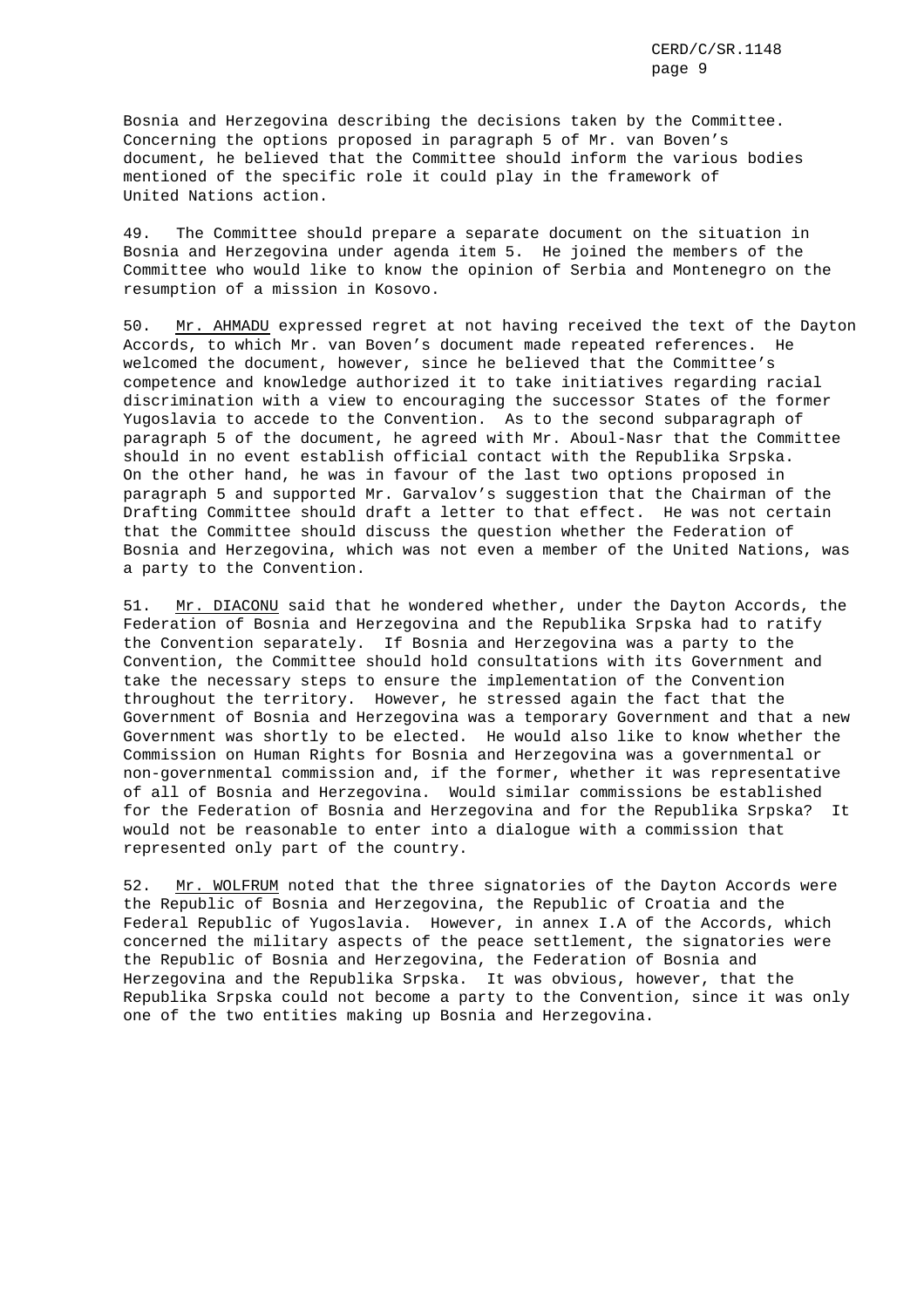Bosnia and Herzegovina describing the decisions taken by the Committee. Concerning the options proposed in paragraph 5 of Mr. van Boven's document, he believed that the Committee should inform the various bodies mentioned of the specific role it could play in the framework of United Nations action.

49. The Committee should prepare a separate document on the situation in Bosnia and Herzegovina under agenda item 5. He joined the members of the Committee who would like to know the opinion of Serbia and Montenegro on the resumption of a mission in Kosovo.

50. Mr. AHMADU expressed regret at not having received the text of the Dayton Accords, to which Mr. van Boven's document made repeated references. He welcomed the document, however, since he believed that the Committee's competence and knowledge authorized it to take initiatives regarding racial discrimination with a view to encouraging the successor States of the former Yugoslavia to accede to the Convention. As to the second subparagraph of paragraph 5 of the document, he agreed with Mr. Aboul-Nasr that the Committee should in no event establish official contact with the Republika Srpska. On the other hand, he was in favour of the last two options proposed in paragraph 5 and supported Mr. Garvalov's suggestion that the Chairman of the Drafting Committee should draft a letter to that effect. He was not certain that the Committee should discuss the question whether the Federation of Bosnia and Herzegovina, which was not even a member of the United Nations, was a party to the Convention.

51. Mr. DIACONU said that he wondered whether, under the Dayton Accords, the Federation of Bosnia and Herzegovina and the Republika Srpska had to ratify the Convention separately. If Bosnia and Herzegovina was a party to the Convention, the Committee should hold consultations with its Government and take the necessary steps to ensure the implementation of the Convention throughout the territory. However, he stressed again the fact that the Government of Bosnia and Herzegovina was a temporary Government and that a new Government was shortly to be elected. He would also like to know whether the Commission on Human Rights for Bosnia and Herzegovina was a governmental or non-governmental commission and, if the former, whether it was representative of all of Bosnia and Herzegovina. Would similar commissions be established for the Federation of Bosnia and Herzegovina and for the Republika Srpska? It would not be reasonable to enter into a dialogue with a commission that represented only part of the country.

52. Mr. WOLFRUM noted that the three signatories of the Dayton Accords were the Republic of Bosnia and Herzegovina, the Republic of Croatia and the Federal Republic of Yugoslavia. However, in annex I.A of the Accords, which concerned the military aspects of the peace settlement, the signatories were the Republic of Bosnia and Herzegovina, the Federation of Bosnia and Herzegovina and the Republika Srpska. It was obvious, however, that the Republika Srpska could not become a party to the Convention, since it was only one of the two entities making up Bosnia and Herzegovina.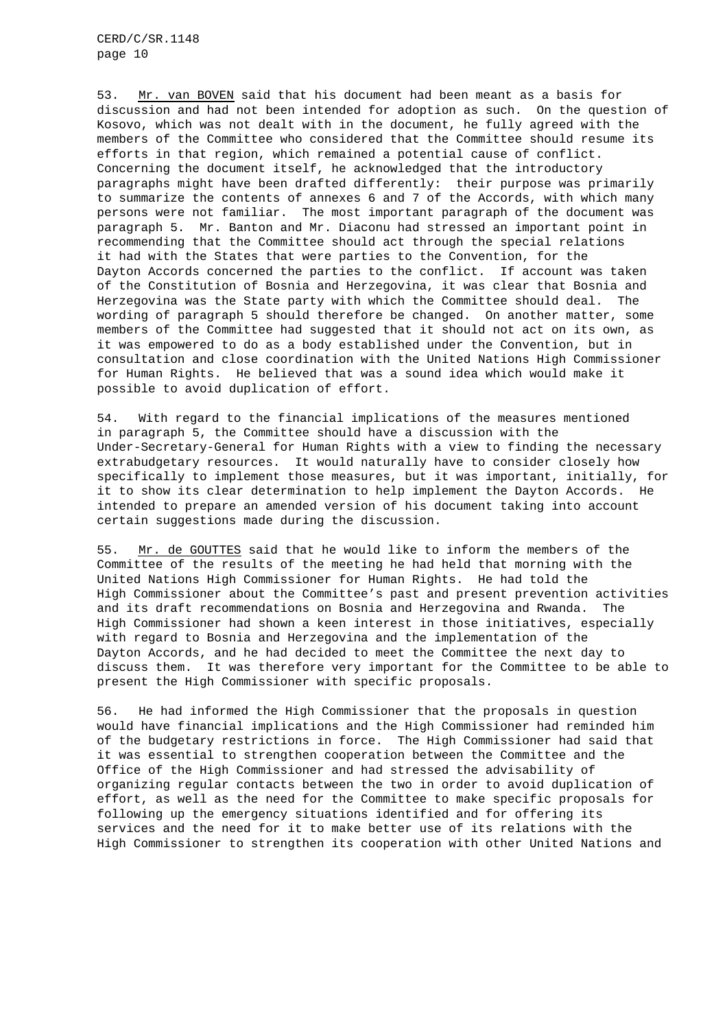53. Mr. van BOVEN said that his document had been meant as a basis for discussion and had not been intended for adoption as such. On the question of Kosovo, which was not dealt with in the document, he fully agreed with the members of the Committee who considered that the Committee should resume its efforts in that region, which remained a potential cause of conflict. Concerning the document itself, he acknowledged that the introductory paragraphs might have been drafted differently: their purpose was primarily to summarize the contents of annexes 6 and 7 of the Accords, with which many persons were not familiar. The most important paragraph of the document was paragraph 5. Mr. Banton and Mr. Diaconu had stressed an important point in recommending that the Committee should act through the special relations it had with the States that were parties to the Convention, for the Dayton Accords concerned the parties to the conflict. If account was taken of the Constitution of Bosnia and Herzegovina, it was clear that Bosnia and Herzegovina was the State party with which the Committee should deal. The wording of paragraph 5 should therefore be changed. On another matter, some members of the Committee had suggested that it should not act on its own, as it was empowered to do as a body established under the Convention, but in consultation and close coordination with the United Nations High Commissioner for Human Rights. He believed that was a sound idea which would make it possible to avoid duplication of effort.

54. With regard to the financial implications of the measures mentioned in paragraph 5, the Committee should have a discussion with the Under-Secretary-General for Human Rights with a view to finding the necessary extrabudgetary resources. It would naturally have to consider closely how specifically to implement those measures, but it was important, initially, for it to show its clear determination to help implement the Dayton Accords. He intended to prepare an amended version of his document taking into account certain suggestions made during the discussion.

55. Mr. de GOUTTES said that he would like to inform the members of the Committee of the results of the meeting he had held that morning with the United Nations High Commissioner for Human Rights. He had told the High Commissioner about the Committee's past and present prevention activities and its draft recommendations on Bosnia and Herzegovina and Rwanda. The High Commissioner had shown a keen interest in those initiatives, especially with regard to Bosnia and Herzegovina and the implementation of the Dayton Accords, and he had decided to meet the Committee the next day to discuss them. It was therefore very important for the Committee to be able to present the High Commissioner with specific proposals.

56. He had informed the High Commissioner that the proposals in question would have financial implications and the High Commissioner had reminded him of the budgetary restrictions in force. The High Commissioner had said that it was essential to strengthen cooperation between the Committee and the Office of the High Commissioner and had stressed the advisability of organizing regular contacts between the two in order to avoid duplication of effort, as well as the need for the Committee to make specific proposals for following up the emergency situations identified and for offering its services and the need for it to make better use of its relations with the High Commissioner to strengthen its cooperation with other United Nations and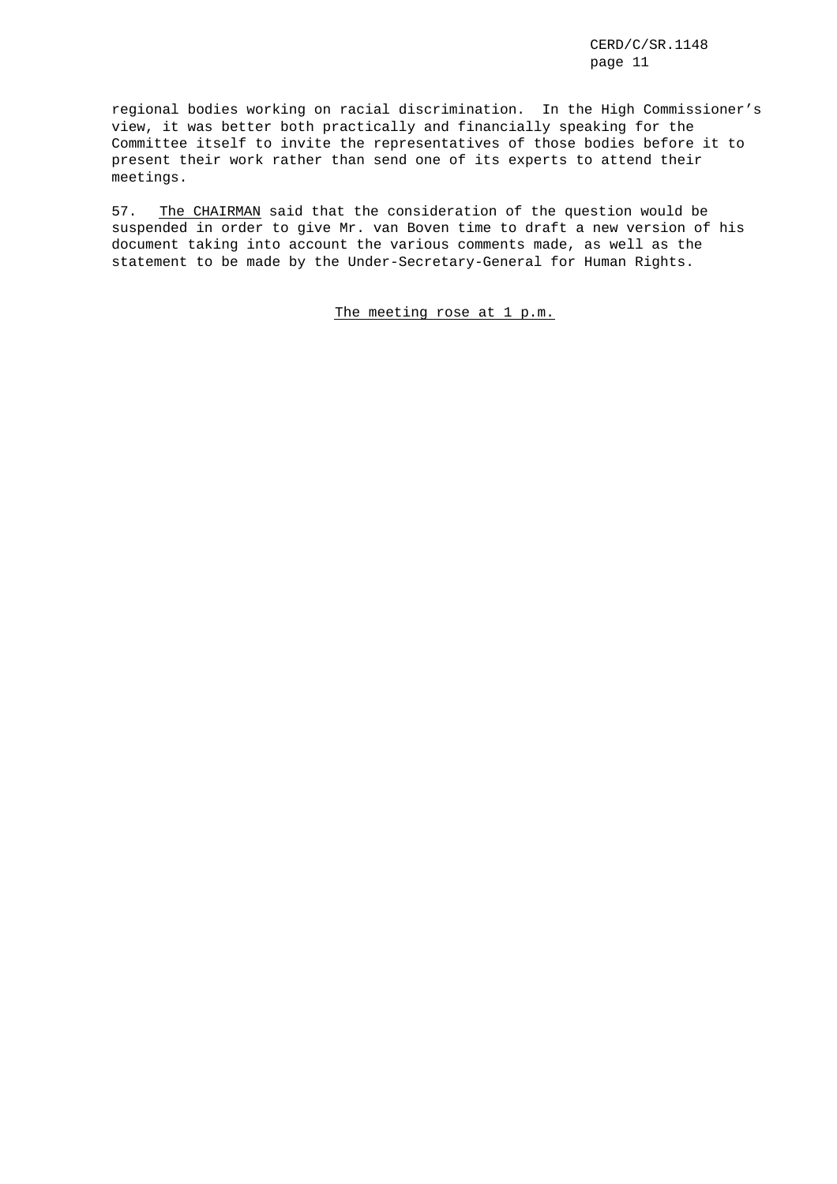regional bodies working on racial discrimination. In the High Commissioner's view, it was better both practically and financially speaking for the Committee itself to invite the representatives of those bodies before it to present their work rather than send one of its experts to attend their meetings.

57. The CHAIRMAN said that the consideration of the question would be suspended in order to give Mr. van Boven time to draft a new version of his document taking into account the various comments made, as well as the statement to be made by the Under-Secretary-General for Human Rights.

The meeting rose at 1 p.m.